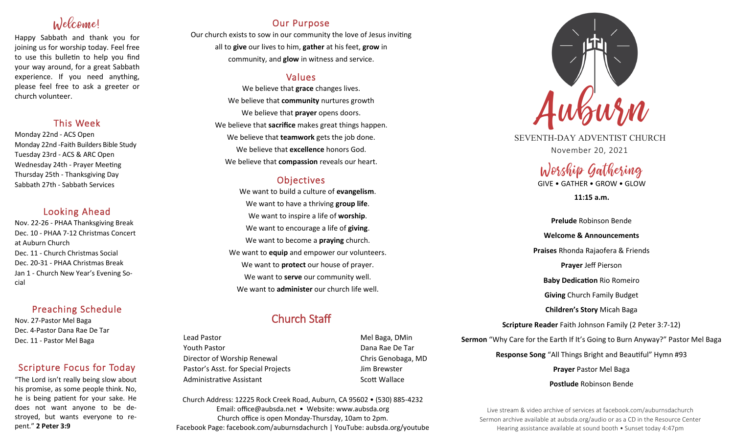## Welcome!

Happy Sabbath and thank you for joining us for worship today. Feel free to use this bulletin to help you find your way around, for a great Sabbath experience. If you need anything, please feel free to ask a greeter or church volunteer.

## This Week

Monday 22nd - ACS Open
Monday 22nd -Faith Builders Bible Study
Tuesday 23rd - ACS & ARC Open
Wednesday 24th - Prayer Meeting
Thursday 25th - Thanksgiving Day
Sabbath 27th - Sabbath Services

## Looking Ahead

Nov. 22-26 - PHAA Thanksgiving Break
Dec. 10 - PHAA 7-12 Christmas Concert at Auburn Church
Dec. 11 - Church Christmas Social
Dec. 20-31 - PHAA Christmas Break
Jan 1 - Church New Year's Evening Social

## Preaching Schedule

Nov. 27-Pastor Mel Baga
Dec. 4-Pastor Dana Rae De Tar
Dec. 11 - Pastor Mel Baga

## Scripture Focus for Today

"The Lord isn't really being slow about his promise, as some people think. No, he is being patient for your sake. He does not want anyone to be destroyed, but wants everyone to repent." **2 Peter 3:9**

## Our Purpose

Our church exists to sow in our community the love of Jesus inviting all to **give** our lives to him, **gather** at his feet, **grow** in community, and **glow** in witness and service.

## Values

We believe that **grace** changes lives.
We believe that **community** nurtures growth
We believe that **prayer** opens doors.
We believe that **sacrifice** makes great things happen.
We believe that **teamwork** gets the job done.
We believe that **excellence** honors God.
We believe that **compassion** reveals our heart.

## Objectives

We want to build a culture of **evangelism**.
We want to have a thriving **group life**.
We want to inspire a life of **worship**.
We want to encourage a life of **giving**.
We want to become a **praying** church.
We want to **equip** and empower our volunteers.
We want to **protect** our house of prayer.
We want to **serve** our community well.
We want to **administer** our church life well.

## Church Staff

| | |
|---|---|
| Lead Pastor | Mel Baga, DMin |
| Youth Pastor | Dana Rae De Tar |
| Director of Worship Renewal | Chris Genobaga, MD |
| Pastor's Asst. for Special Projects | Jim Brewster |
| Administrative Assistant | Scott Wallace |

Church Address: 12225 Rock Creek Road, Auburn, CA 95602 • (530) 885-4232
Email: office@aubsda.net • Website: www.aubsda.org
Church office is open Monday-Thursday, 10am to 2pm.
Facebook Page: facebook.com/auburnsdachurch | YouTube: aubsda.org/youtube

# Auburn

SEVENTH-DAY ADVENTIST CHURCH
November 20, 2021

## Worship Gathering

GIVE • GATHER • GROW • GLOW

**11:15 a.m.**

**Prelude** Robinson Bende

**Welcome & Announcements**

**Praises** Rhonda Rajaofera & Friends

**Prayer** Jeff Pierson

**Baby Dedication** Rio Romeiro

**Giving** Church Family Budget

**Children's Story** Micah Baga

**Scripture Reader** Faith Johnson Family (2 Peter 3:7-12)

**Sermon** "Why Care for the Earth If It's Going to Burn Anyway?" Pastor Mel Baga

**Response Song** "All Things Bright and Beautiful" Hymn #93

**Prayer** Pastor Mel Baga

**Postlude** Robinson Bende

Live stream & video archive of services at facebook.com/auburnsdachurch
Sermon archive available at aubsda.org/audio or as a CD in the Resource Center
Hearing assistance available at sound booth • Sunset today 4:47pm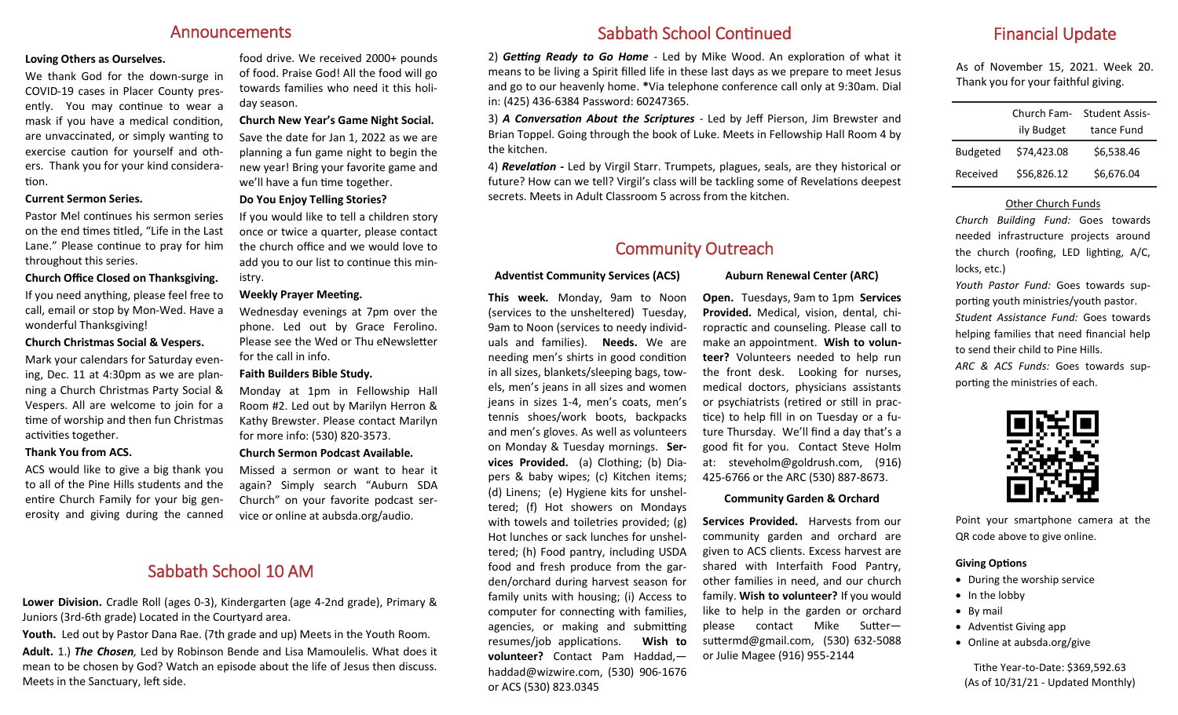## Announcements

**Loving Others as Ourselves.**

We thank God for the down-surge in COVID-19 cases in Placer County presently. You may continue to wear a mask if you have a medical condition, are unvaccinated, or simply wanting to exercise caution for yourself and others. Thank you for your kind consideration.

**Current Sermon Series.**

Pastor Mel continues his sermon series on the end times titled, "Life in the Last Lane." Please continue to pray for him throughout this series.

**Church Office Closed on Thanksgiving.**

If you need anything, please feel free to call, email or stop by Mon-Wed. Have a wonderful Thanksgiving!

**Church Christmas Social & Vespers.**

Mark your calendars for Saturday evening, Dec. 11 at 4:30pm as we are planning a Church Christmas Party Social & Vespers. All are welcome to join for a time of worship and then fun Christmas activities together.

**Thank You from ACS.**

ACS would like to give a big thank you to all of the Pine Hills students and the entire Church Family for your big generosity and giving during the canned food drive. We received 2000+ pounds of food. Praise God! All the food will go towards families who need it this holiday season.

**Church New Year's Game Night Social.**

Save the date for Jan 1, 2022 as we are planning a fun game night to begin the new year! Bring your favorite game and we'll have a fun time together.

**Do You Enjoy Telling Stories?**

If you would like to tell a children story once or twice a quarter, please contact the church office and we would love to add you to our list to continue this ministry.

**Weekly Prayer Meeting.**

Wednesday evenings at 7pm over the phone. Led out by Grace Ferolino. Please see the Wed or Thu eNewsletter for the call in info.

**Faith Builders Bible Study.**

Monday at 1pm in Fellowship Hall Room #2. Led out by Marilyn Herron & Kathy Brewster. Please contact Marilyn for more info: (530) 820-3573.

**Church Sermon Podcast Available.**

Missed a sermon or want to hear it again? Simply search "Auburn SDA Church" on your favorite podcast service or online at aubsda.org/audio.

## Sabbath School 10 AM

**Lower Division.** Cradle Roll (ages 0-3), Kindergarten (age 4-2nd grade), Primary & Juniors (3rd-6th grade) Located in the Courtyard area.

**Youth.** Led out by Pastor Dana Rae. (7th grade and up) Meets in the Youth Room.

**Adult.** 1.) ***The Chosen**,* Led by Robinson Bende and Lisa Mamoulelis. What does it mean to be chosen by God? Watch an episode about the life of Jesus then discuss. Meets in the Sanctuary, left side.

## Sabbath School Continued

2) ***Getting Ready to Go Home*** - Led by Mike Wood. An exploration of what it means to be living a Spirit filled life in these last days as we prepare to meet Jesus and go to our heavenly home. *Via telephone conference call only at 9:30am. Dial in: (425) 436-6384 Password: 60247365.

3) ***A Conversation About the Scriptures*** - Led by Jeff Pierson, Jim Brewster and Brian Toppel. Going through the book of Luke. Meets in Fellowship Hall Room 4 by the kitchen.

4) ***Revelation -*** Led by Virgil Starr. Trumpets, plagues, seals, are they historical or future? How can we tell? Virgil's class will be tackling some of Revelations deepest secrets. Meets in Adult Classroom 5 across from the kitchen.

## Community Outreach

### Adventist Community Services (ACS)

**This week.** Monday, 9am to Noon (services to the unsheltered) Tuesday, 9am to Noon (services to needy individuals and families). **Needs.** We are needing men's shirts in good condition in all sizes, blankets/sleeping bags, towels, men's jeans in all sizes and women jeans in sizes 1-4, men's coats, men's tennis shoes/work boots, backpacks and men's gloves. As well as volunteers on Monday & Tuesday mornings. **Services Provided.** (a) Clothing; (b) Diapers & baby wipes; (c) Kitchen items; (d) Linens; (e) Hygiene kits for unsheltered; (f) Hot showers on Mondays with towels and toiletries provided; (g) Hot lunches or sack lunches for unsheltered; (h) Food pantry, including USDA food and fresh produce from the garden/orchard during harvest season for family units with housing; (i) Access to computer for connecting with families, agencies, or making and submitting resumes/job applications. **Wish to volunteer?** Contact Pam Haddad,—haddad@wizwire.com, (530) 906-1676 or ACS (530) 823.0345

### Auburn Renewal Center (ARC)

**Open.** Tuesdays, 9am to 1pm **Services Provided.** Medical, vision, dental, chiropractic and counseling. Please call to make an appointment. **Wish to volunteer?** Volunteers needed to help run the front desk. Looking for nurses, medical doctors, physicians assistants or psychiatrists (retired or still in practice) to help fill in on Tuesday or a future Thursday. We'll find a day that's a good fit for you. Contact Steve Holm at: steveholm@goldrush.com, (916) 425-6766 or the ARC (530) 887-8673.

### Community Garden & Orchard

**Services Provided.** Harvests from our community garden and orchard are given to ACS clients. Excess harvest are shared with Interfaith Food Pantry, other families in need, and our church family. **Wish to volunteer?** If you would like to help in the garden or orchard please contact Mike Sutter—suttermd@gmail.com, (530) 632-5088 or Julie Magee (916) 955-2144

## Financial Update

As of November 15, 2021. Week 20. Thank you for your faithful giving.

| | Church Family Budget | Student Assistance Fund |
|---|---|---|
| Budgeted | $74,423.08 | $6,538.46 |
| Received | $56,826.12 | $6,676.04 |

**Other Church Funds**

*Church Building Fund:* Goes towards needed infrastructure projects around the church (roofing, LED lighting, A/C, locks, etc.)

*Youth Pastor Fund:* Goes towards supporting youth ministries/youth pastor.

*Student Assistance Fund:* Goes towards helping families that need financial help to send their child to Pine Hills.

*ARC & ACS Funds:* Goes towards supporting the ministries of each.

Point your smartphone camera at the QR code above to give online.

**Giving Options**

- During the worship service
- In the lobby
- By mail
- Adventist Giving app
- Online at aubsda.org/give

Tithe Year-to-Date: $369,592.63
(As of 10/31/21 - Updated Monthly)